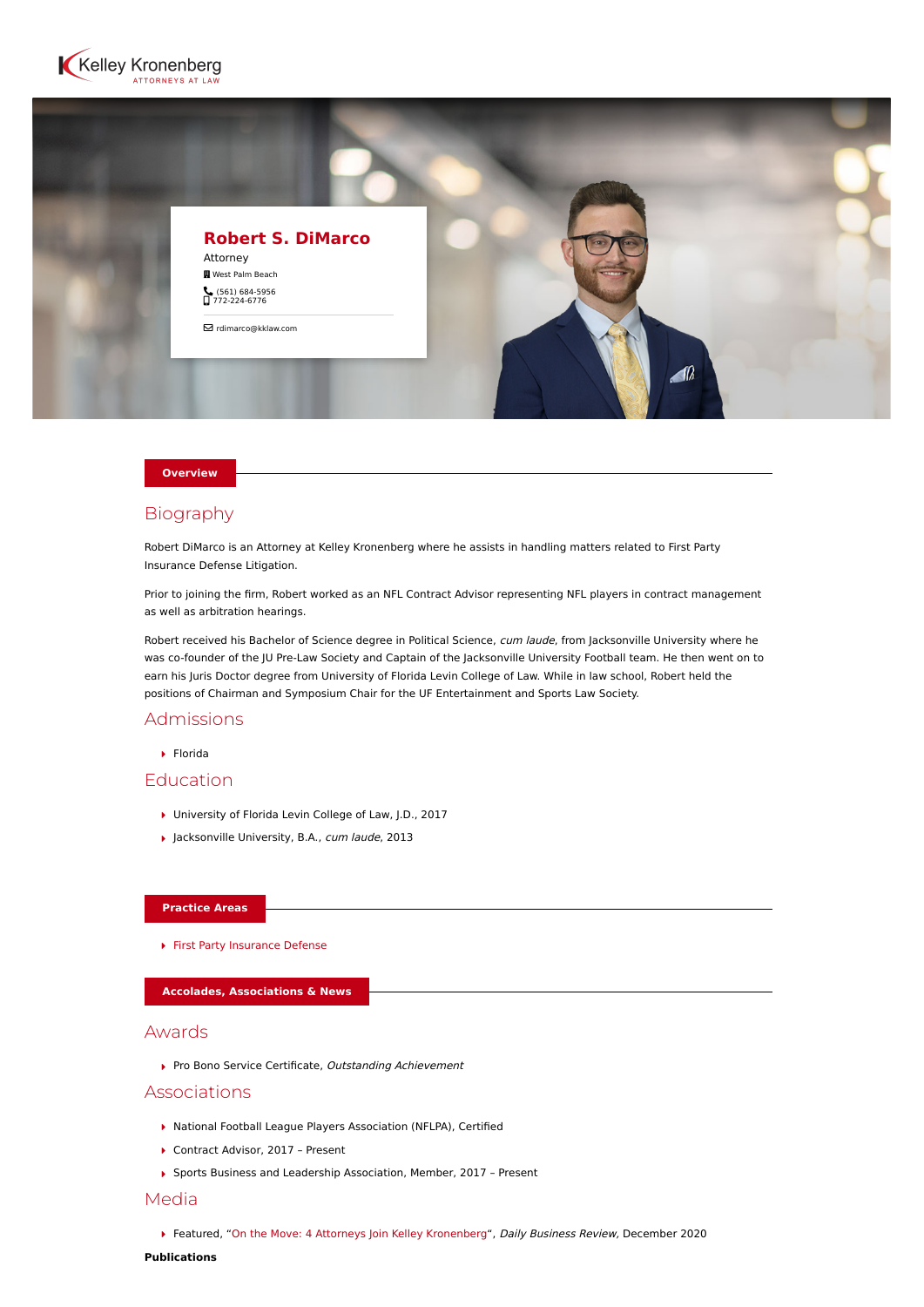Kelley Kronenberg
ATTORNEYS AT LAW

# Robert S. DiMarco

Attorney

West Palm Beach

(561) 684-5956
772-224-6776

rdimarco@kklaw.com

## Overview

### Biography

Robert DiMarco is an Attorney at Kelley Kronenberg where he assists in handling matters related to First Party Insurance Defense Litigation.

Prior to joining the firm, Robert worked as an NFL Contract Advisor representing NFL players in contract management as well as arbitration hearings.

Robert received his Bachelor of Science degree in Political Science, *cum laude*, from Jacksonville University where he was co-founder of the JU Pre-Law Society and Captain of the Jacksonville University Football team. He then went on to earn his Juris Doctor degree from University of Florida Levin College of Law. While in law school, Robert held the positions of Chairman and Symposium Chair for the UF Entertainment and Sports Law Society.

### Admissions

- Florida

### Education

- University of Florida Levin College of Law, J.D., 2017
- Jacksonville University, B.A., *cum laude*, 2013

## Practice Areas

- First Party Insurance Defense

## Accolades, Associations & News

### Awards

- Pro Bono Service Certificate, *Outstanding Achievement*

### Associations

- National Football League Players Association (NFLPA), Certified
- Contract Advisor, 2017 – Present
- Sports Business and Leadership Association, Member, 2017 – Present

### Media

- Featured, "On the Move: 4 Attorneys Join Kelley Kronenberg", *Daily Business Review*, December 2020

**Publications**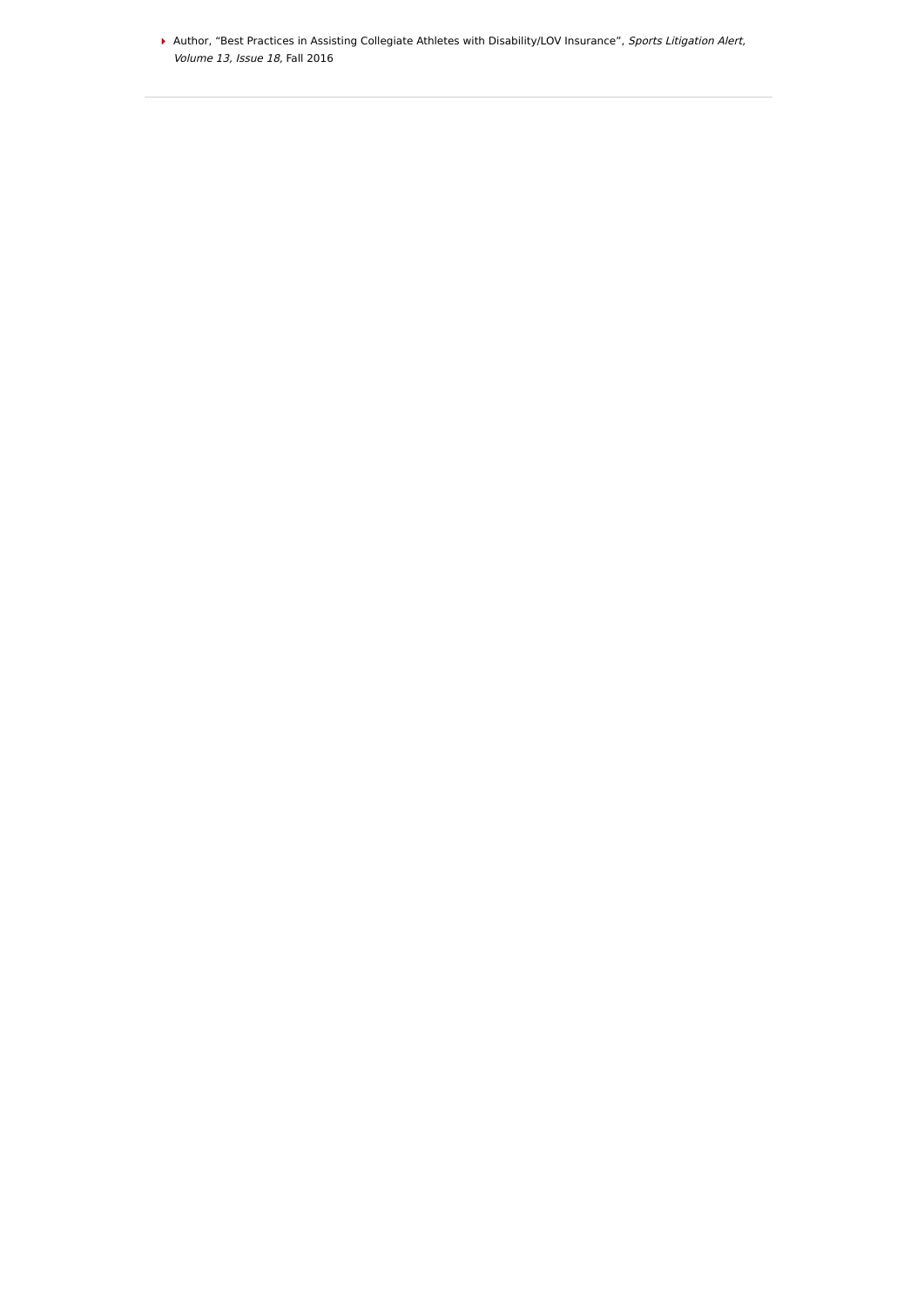- Author, "Best Practices in Assisting Collegiate Athletes with Disability/LOV Insurance", *Sports Litigation Alert, Volume 13, Issue 18,* Fall 2016